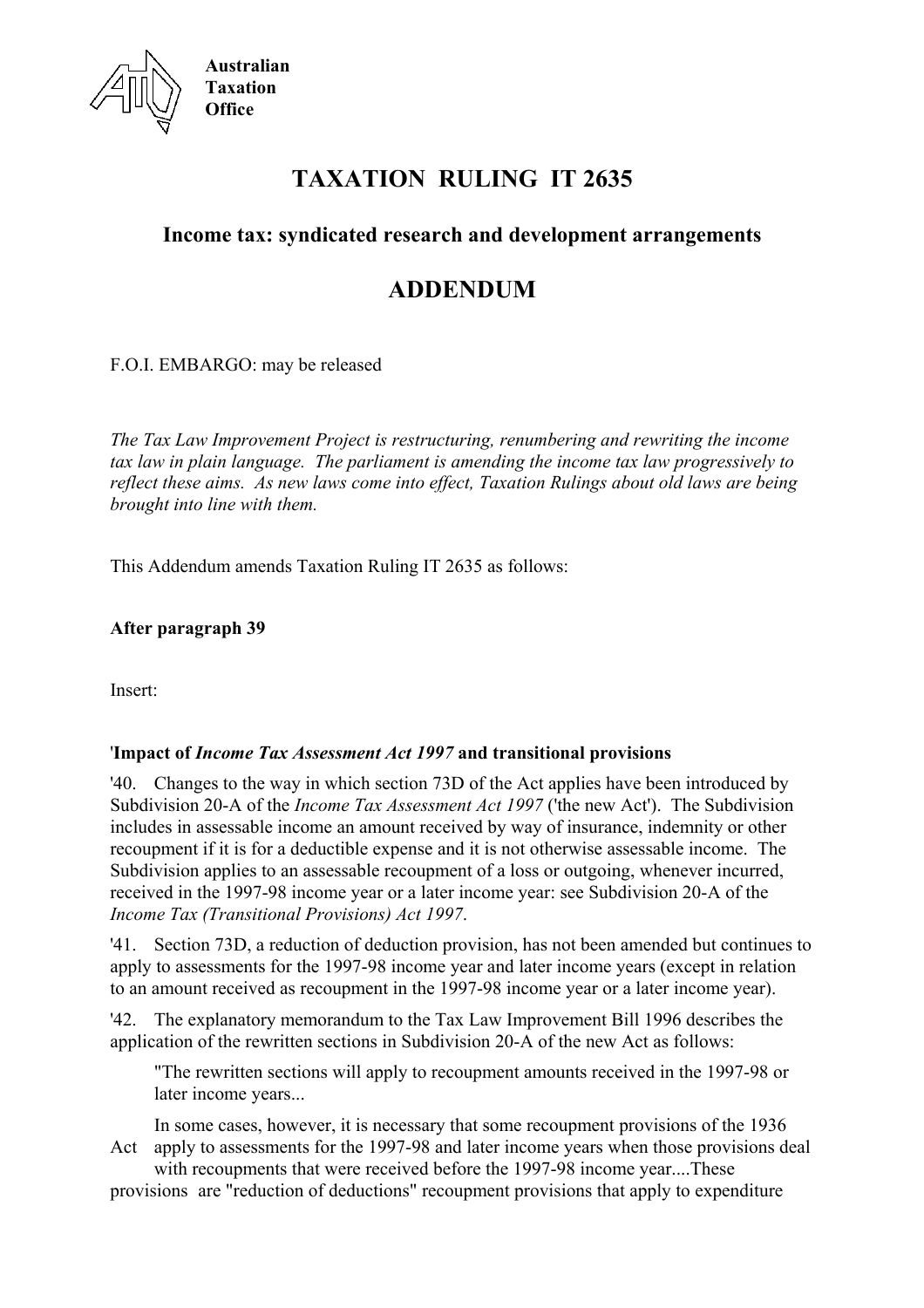Australian Taxation Office

# TAXATION RULING IT 2635

## Income tax: syndicated research and development arrangements

# ADDENDUM

F.O.I. EMBARGO: may be released

*The Tax Law Improvement Project is restructuring, renumbering and rewriting the income tax law in plain language. The parliament is amending the income tax law progressively to reflect these aims. As new laws come into effect, Taxation Rulings about old laws are being brought into line with them.*

This Addendum amends Taxation Ruling IT 2635 as follows:

**After paragraph 39**

Insert:

'**Impact of *Income Tax Assessment Act 1997* and transitional provisions**

'40. Changes to the way in which section 73D of the Act applies have been introduced by Subdivision 20-A of the *Income Tax Assessment Act 1997* ('the new Act'). The Subdivision includes in assessable income an amount received by way of insurance, indemnity or other recoupment if it is for a deductible expense and it is not otherwise assessable income. The Subdivision applies to an assessable recoupment of a loss or outgoing, whenever incurred, received in the 1997-98 income year or a later income year: see Subdivision 20-A of the *Income Tax (Transitional Provisions) Act 1997*.

'41. Section 73D, a reduction of deduction provision, has not been amended but continues to apply to assessments for the 1997-98 income year and later income years (except in relation to an amount received as recoupment in the 1997-98 income year or a later income year).

'42. The explanatory memorandum to the Tax Law Improvement Bill 1996 describes the application of the rewritten sections in Subdivision 20-A of the new Act as follows:

> "The rewritten sections will apply to recoupment amounts received in the 1997-98 or later income years...
>
> In some cases, however, it is necessary that some recoupment provisions of the 1936 Act apply to assessments for the 1997-98 and later income years when those provisions deal with recoupments that were received before the 1997-98 income year....These provisions are "reduction of deductions" recoupment provisions that apply to expenditure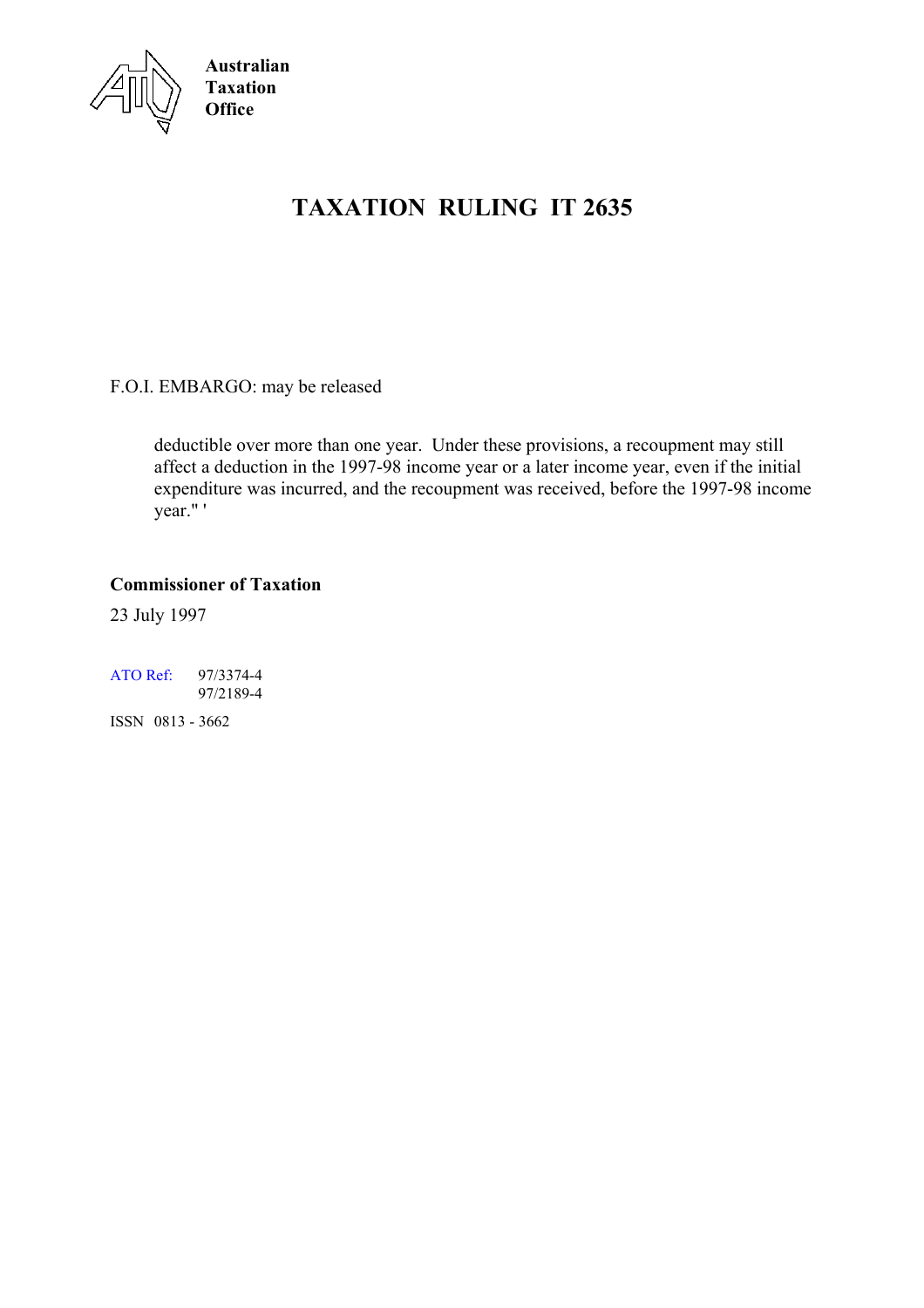# TAXATION RULING IT 2635

F.O.I. EMBARGO: may be released

> deductible over more than one year. Under these provisions, a recoupment may still affect a deduction in the 1997-98 income year or a later income year, even if the initial expenditure was incurred, and the recoupment was received, before the 1997-98 income year." '

**Commissioner of Taxation**

23 July 1997

ATO Ref: 97/3374-4
97/2189-4

ISSN 0813 - 3662